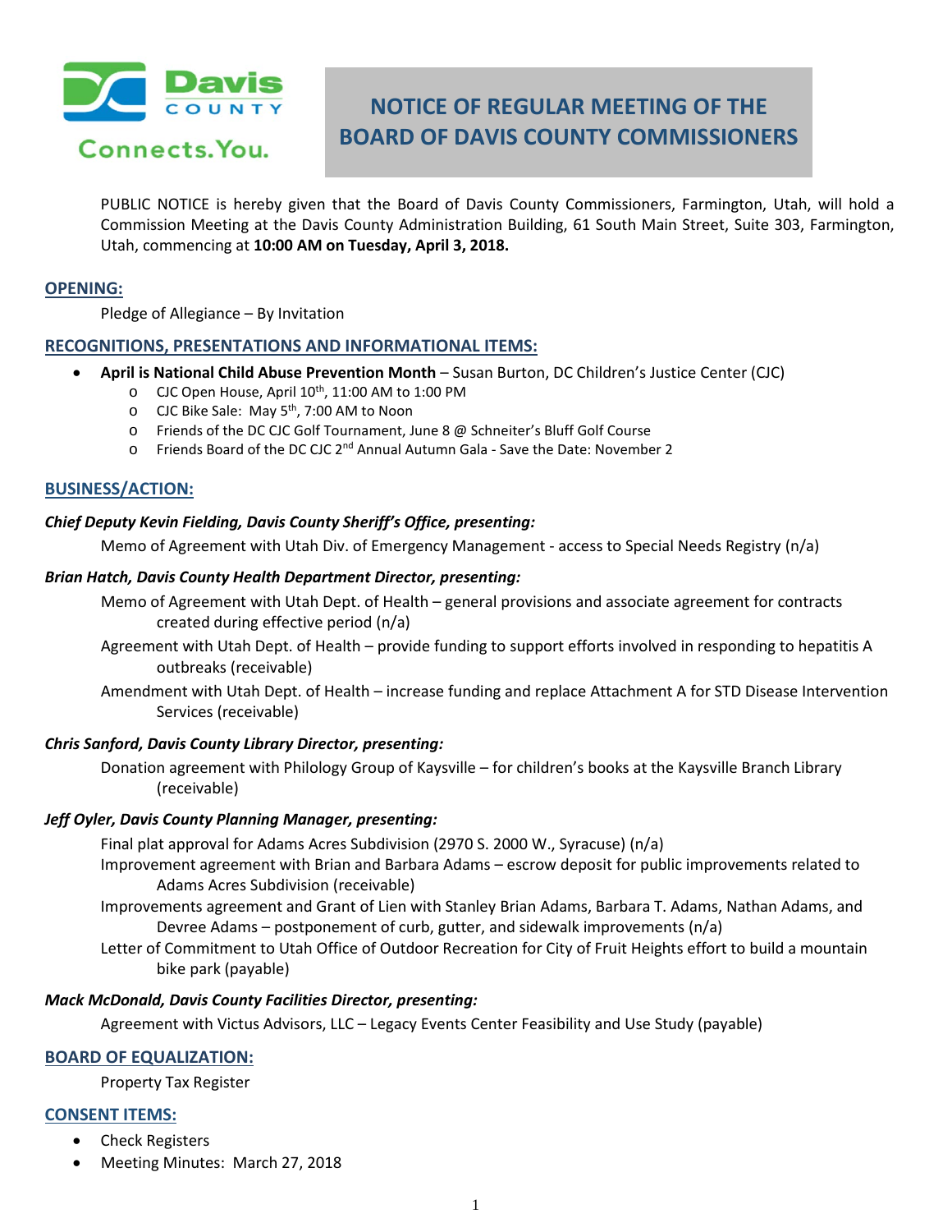Davis COUNTY

Connects.You.

# NOTICE OF REGULAR MEETING OF THE BOARD OF DAVIS COUNTY COMMISSIONERS

PUBLIC NOTICE is hereby given that the Board of Davis County Commissioners, Farmington, Utah, will hold a Commission Meeting at the Davis County Administration Building, 61 South Main Street, Suite 303, Farmington, Utah, commencing at **10:00 AM on Tuesday, April 3, 2018.**

## OPENING:

Pledge of Allegiance – By Invitation

## RECOGNITIONS, PRESENTATIONS AND INFORMATIONAL ITEMS:

- **April is National Child Abuse Prevention Month** – Susan Burton, DC Children's Justice Center (CJC)
  - CJC Open House, April 10th, 11:00 AM to 1:00 PM
  - CJC Bike Sale: May 5th, 7:00 AM to Noon
  - Friends of the DC CJC Golf Tournament, June 8 @ Schneiter's Bluff Golf Course
  - Friends Board of the DC CJC 2nd Annual Autumn Gala - Save the Date: November 2

## BUSINESS/ACTION:

***Chief Deputy Kevin Fielding, Davis County Sheriff's Office, presenting:***

Memo of Agreement with Utah Div. of Emergency Management - access to Special Needs Registry (n/a)

***Brian Hatch, Davis County Health Department Director, presenting:***

Memo of Agreement with Utah Dept. of Health – general provisions and associate agreement for contracts created during effective period (n/a)

Agreement with Utah Dept. of Health – provide funding to support efforts involved in responding to hepatitis A outbreaks (receivable)

Amendment with Utah Dept. of Health – increase funding and replace Attachment A for STD Disease Intervention Services (receivable)

***Chris Sanford, Davis County Library Director, presenting:***

Donation agreement with Philology Group of Kaysville – for children's books at the Kaysville Branch Library (receivable)

***Jeff Oyler, Davis County Planning Manager, presenting:***

Final plat approval for Adams Acres Subdivision (2970 S. 2000 W., Syracuse) (n/a)

Improvement agreement with Brian and Barbara Adams – escrow deposit for public improvements related to Adams Acres Subdivision (receivable)

Improvements agreement and Grant of Lien with Stanley Brian Adams, Barbara T. Adams, Nathan Adams, and Devree Adams – postponement of curb, gutter, and sidewalk improvements (n/a)

Letter of Commitment to Utah Office of Outdoor Recreation for City of Fruit Heights effort to build a mountain bike park (payable)

***Mack McDonald, Davis County Facilities Director, presenting:***

Agreement with Victus Advisors, LLC – Legacy Events Center Feasibility and Use Study (payable)

## BOARD OF EQUALIZATION:

Property Tax Register

## CONSENT ITEMS:

- Check Registers
- Meeting Minutes: March 27, 2018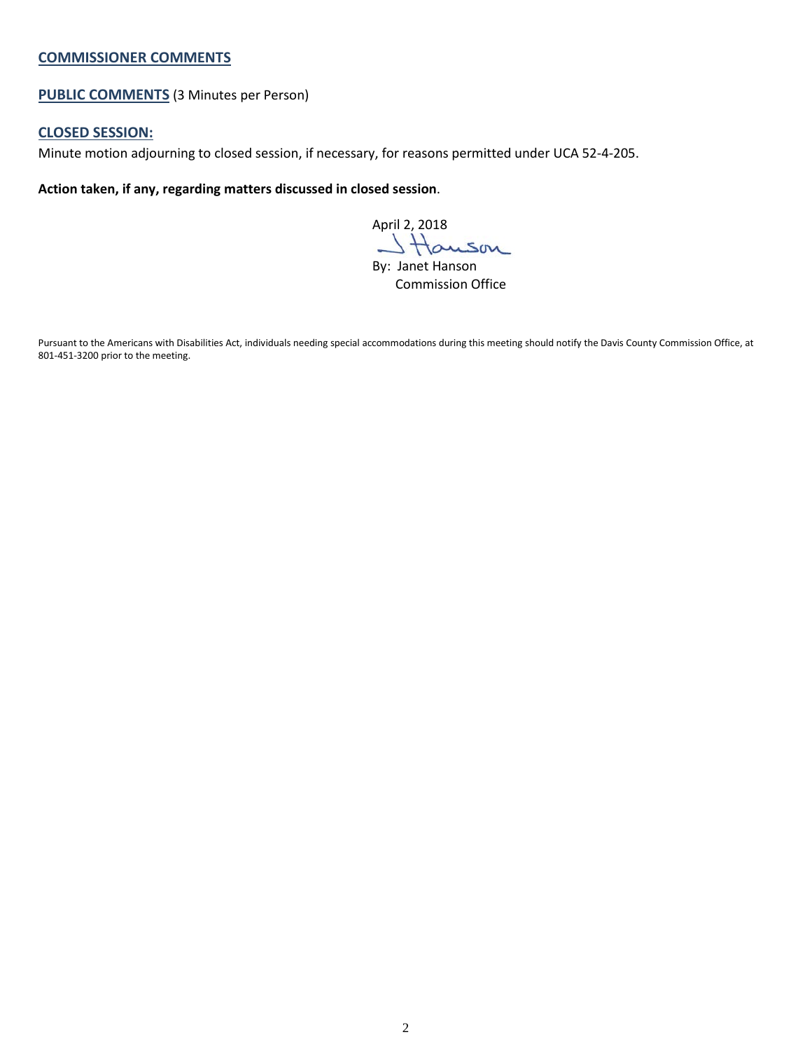## COMMISSIONER COMMENTS

**PUBLIC COMMENTS** (3 Minutes per Person)

## CLOSED SESSION:

Minute motion adjourning to closed session, if necessary, for reasons permitted under UCA 52-4-205.

**Action taken, if any, regarding matters discussed in closed session**.

April 2, 2018

J Hanson

By: Janet Hanson
Commission Office

Pursuant to the Americans with Disabilities Act, individuals needing special accommodations during this meeting should notify the Davis County Commission Office, at 801-451-3200 prior to the meeting.